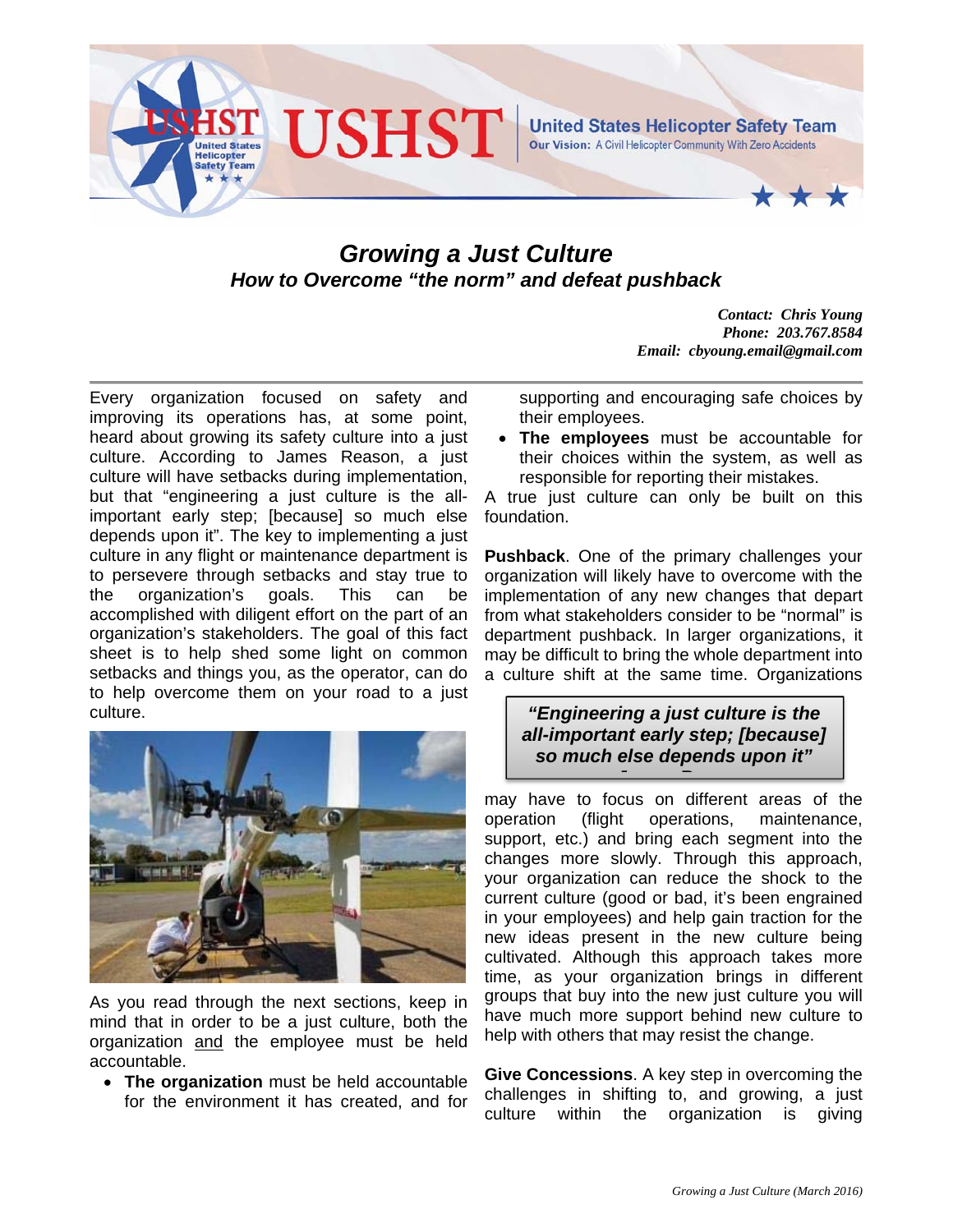# Growing a Just Culture

## How to Overcome "the norm" and defeat pushback

***Contact: Chris Young***
***Phone: 203.767.8584***
***Email: cbyoung.email@gmail.com***

Every organization focused on safety and improving its operations has, at some point, heard about growing its safety culture into a just culture. According to James Reason, a just culture will have setbacks during implementation, but that "engineering a just culture is the all-important early step; [because] so much else depends upon it". The key to implementing a just culture in any flight or maintenance department is to persevere through setbacks and stay true to the organization's goals. This can be accomplished with diligent effort on the part of an organization's stakeholders. The goal of this fact sheet is to help shed some light on common setbacks and things you, as the operator, can do to help overcome them on your road to a just culture.

As you read through the next sections, keep in mind that in order to be a just culture, both the organization and the employee must be held accountable.

- **The organization** must be held accountable for the environment it has created, and for supporting and encouraging safe choices by their employees.
- **The employees** must be accountable for their choices within the system, as well as responsible for reporting their mistakes.

A true just culture can only be built on this foundation.

**Pushback**. One of the primary challenges your organization will likely have to overcome with the implementation of any new changes that depart from what stakeholders consider to be "normal" is department pushback. In larger organizations, it may be difficult to bring the whole department into a culture shift at the same time. Organizations may have to focus on different areas of the operation (flight operations, maintenance, support, etc.) and bring each segment into the changes more slowly. Through this approach, your organization can reduce the shock to the current culture (good or bad, it's been engrained in your employees) and help gain traction for the new ideas present in the new culture being cultivated. Although this approach takes more time, as your organization brings in different groups that buy into the new just culture you will have much more support behind new culture to help with others that may resist the change.

> ***"Engineering a just culture is the all-important early step; [because] so much else depends upon it"***

**Give Concessions**. A key step in overcoming the challenges in shifting to, and growing, a just culture within the organization is giving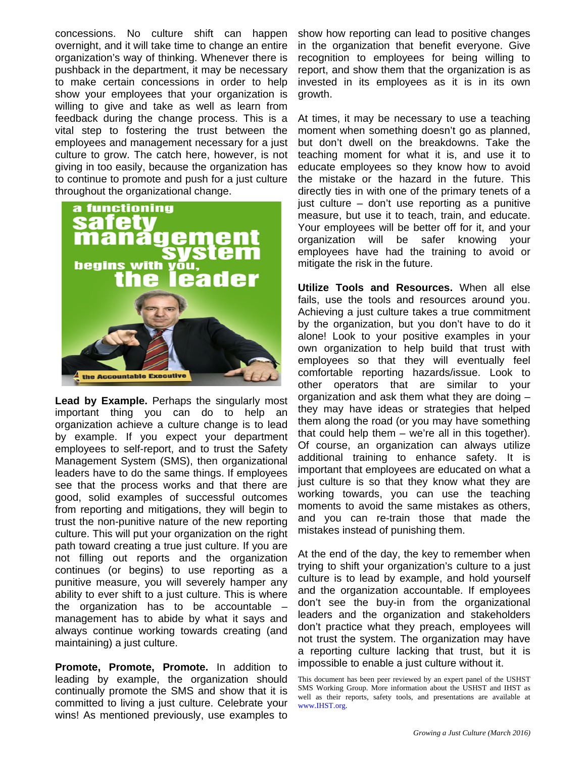concessions. No culture shift can happen overnight, and it will take time to change an entire organization's way of thinking. Whenever there is pushback in the department, it may be necessary to make certain concessions in order to help show your employees that your organization is willing to give and take as well as learn from feedback during the change process. This is a vital step to fostering the trust between the employees and management necessary for a just culture to grow. The catch here, however, is not giving in too easily, because the organization has to continue to promote and push for a just culture throughout the organizational change.

a functioning safety management system begins with you, the leader

the Accountable Executive

**Lead by Example.** Perhaps the singularly most important thing you can do to help an organization achieve a culture change is to lead by example. If you expect your department employees to self-report, and to trust the Safety Management System (SMS), then organizational leaders have to do the same things. If employees see that the process works and that there are good, solid examples of successful outcomes from reporting and mitigations, they will begin to trust the non-punitive nature of the new reporting culture. This will put your organization on the right path toward creating a true just culture. If you are not filling out reports and the organization continues (or begins) to use reporting as a punitive measure, you will severely hamper any ability to ever shift to a just culture. This is where the organization has to be accountable – management has to abide by what it says and always continue working towards creating (and maintaining) a just culture.

**Promote, Promote, Promote.** In addition to leading by example, the organization should continually promote the SMS and show that it is committed to living a just culture. Celebrate your wins! As mentioned previously, use examples to show how reporting can lead to positive changes in the organization that benefit everyone. Give recognition to employees for being willing to report, and show them that the organization is as invested in its employees as it is in its own growth.

At times, it may be necessary to use a teaching moment when something doesn't go as planned, but don't dwell on the breakdowns. Take the teaching moment for what it is, and use it to educate employees so they know how to avoid the mistake or the hazard in the future. This directly ties in with one of the primary tenets of a just culture – don't use reporting as a punitive measure, but use it to teach, train, and educate. Your employees will be better off for it, and your organization will be safer knowing your employees have had the training to avoid or mitigate the risk in the future.

**Utilize Tools and Resources.** When all else fails, use the tools and resources around you. Achieving a just culture takes a true commitment by the organization, but you don't have to do it alone! Look to your positive examples in your own organization to help build that trust with employees so that they will eventually feel comfortable reporting hazards/issue. Look to other operators that are similar to your organization and ask them what they are doing – they may have ideas or strategies that helped them along the road (or you may have something that could help them – we're all in this together). Of course, an organization can always utilize additional training to enhance safety. It is important that employees are educated on what a just culture is so that they know what they are working towards, you can use the teaching moments to avoid the same mistakes as others, and you can re-train those that made the mistakes instead of punishing them.

At the end of the day, the key to remember when trying to shift your organization's culture to a just culture is to lead by example, and hold yourself and the organization accountable. If employees don't see the buy-in from the organizational leaders and the organization and stakeholders don't practice what they preach, employees will not trust the system. The organization may have a reporting culture lacking that trust, but it is impossible to enable a just culture without it.

This document has been peer reviewed by an expert panel of the USHST SMS Working Group. More information about the USHST and IHST as well as their reports, safety tools, and presentations are available at www.IHST.org.